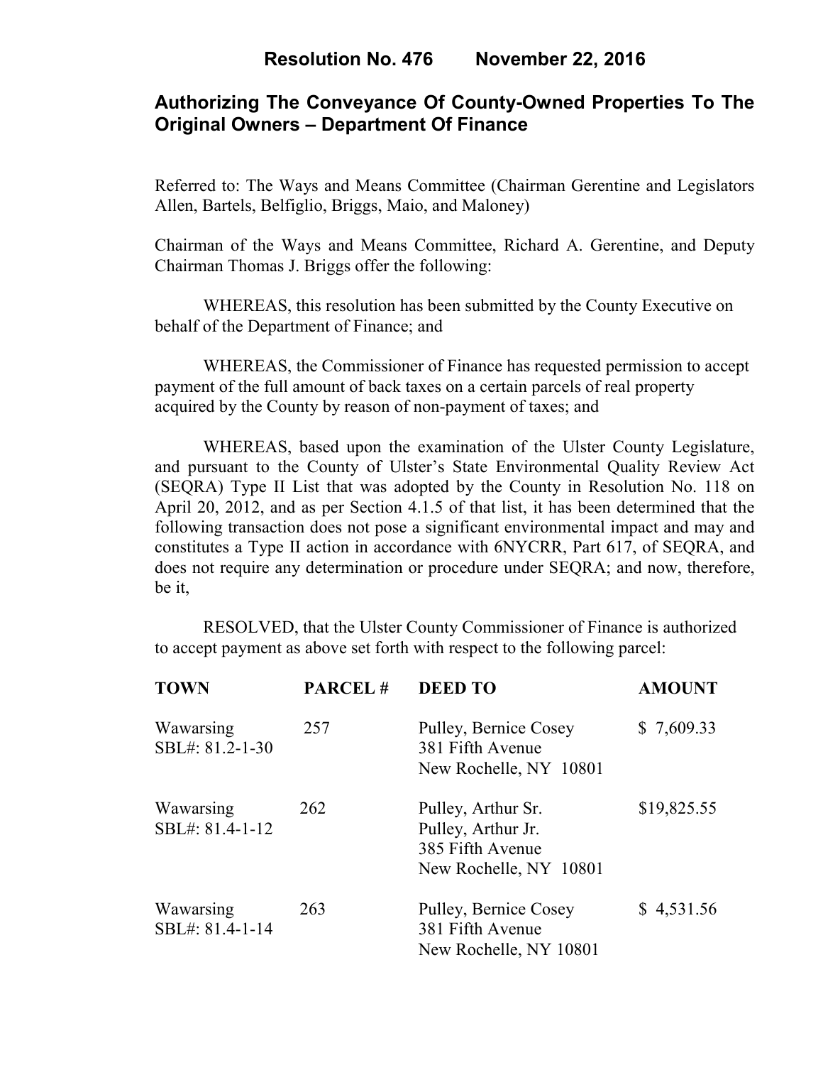# Resolution No. 476 November 22, 2016

## Authorizing The Conveyance Of County-Owned Properties To The Original Owners – Department Of Finance

Referred to: The Ways and Means Committee (Chairman Gerentine and Legislators Allen, Bartels, Belfiglio, Briggs, Maio, and Maloney)

Chairman of the Ways and Means Committee, Richard A. Gerentine, and Deputy Chairman Thomas J. Briggs offer the following:

WHEREAS, this resolution has been submitted by the County Executive on behalf of the Department of Finance; and

WHEREAS, the Commissioner of Finance has requested permission to accept payment of the full amount of back taxes on a certain parcels of real property acquired by the County by reason of non-payment of taxes; and

WHEREAS, based upon the examination of the Ulster County Legislature, and pursuant to the County of Ulster's State Environmental Quality Review Act (SEQRA) Type II List that was adopted by the County in Resolution No. 118 on April 20, 2012, and as per Section 4.1.5 of that list, it has been determined that the following transaction does not pose a significant environmental impact and may and constitutes a Type II action in accordance with 6NYCRR, Part 617, of SEQRA, and does not require any determination or procedure under SEQRA; and now, therefore, be it,

RESOLVED, that the Ulster County Commissioner of Finance is authorized to accept payment as above set forth with respect to the following parcel:

| TOWN | PARCEL # | DEED TO | AMOUNT |
|---|---|---|---|
| Wawarsing<br>SBL#: 81.2-1-30 | 257 | Pulley, Bernice Cosey<br>381 Fifth Avenue<br>New Rochelle, NY 10801 | $ 7,609.33 |
| Wawarsing<br>SBL#: 81.4-1-12 | 262 | Pulley, Arthur Sr.<br>Pulley, Arthur Jr.<br>385 Fifth Avenue<br>New Rochelle, NY 10801 | $19,825.55 |
| Wawarsing<br>SBL#: 81.4-1-14 | 263 | Pulley, Bernice Cosey<br>381 Fifth Avenue<br>New Rochelle, NY 10801 | $ 4,531.56 |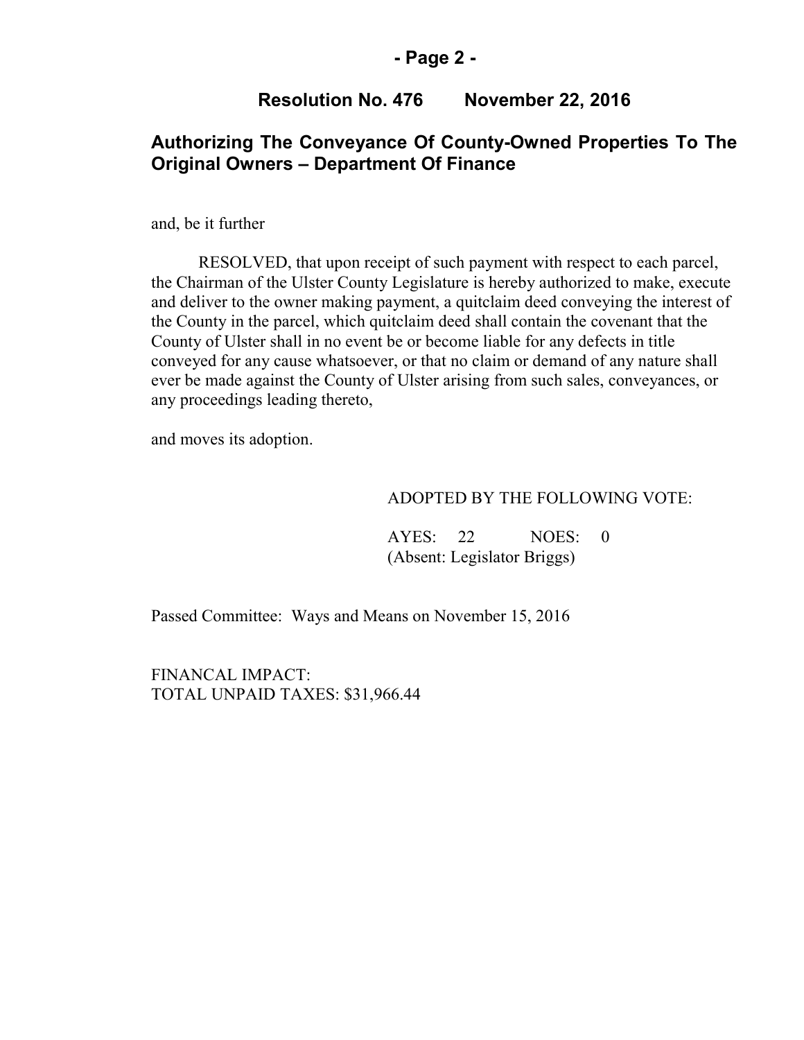**Resolution No. 476 November 22, 2016**

## Authorizing The Conveyance Of County-Owned Properties To The Original Owners – Department Of Finance

and, be it further

RESOLVED, that upon receipt of such payment with respect to each parcel, the Chairman of the Ulster County Legislature is hereby authorized to make, execute and deliver to the owner making payment, a quitclaim deed conveying the interest of the County in the parcel, which quitclaim deed shall contain the covenant that the County of Ulster shall in no event be or become liable for any defects in title conveyed for any cause whatsoever, or that no claim or demand of any nature shall ever be made against the County of Ulster arising from such sales, conveyances, or any proceedings leading thereto,

and moves its adoption.

ADOPTED BY THE FOLLOWING VOTE:

AYES: 22 NOES: 0
(Absent: Legislator Briggs)

Passed Committee: Ways and Means on November 15, 2016

FINANCAL IMPACT:
TOTAL UNPAID TAXES: $31,966.44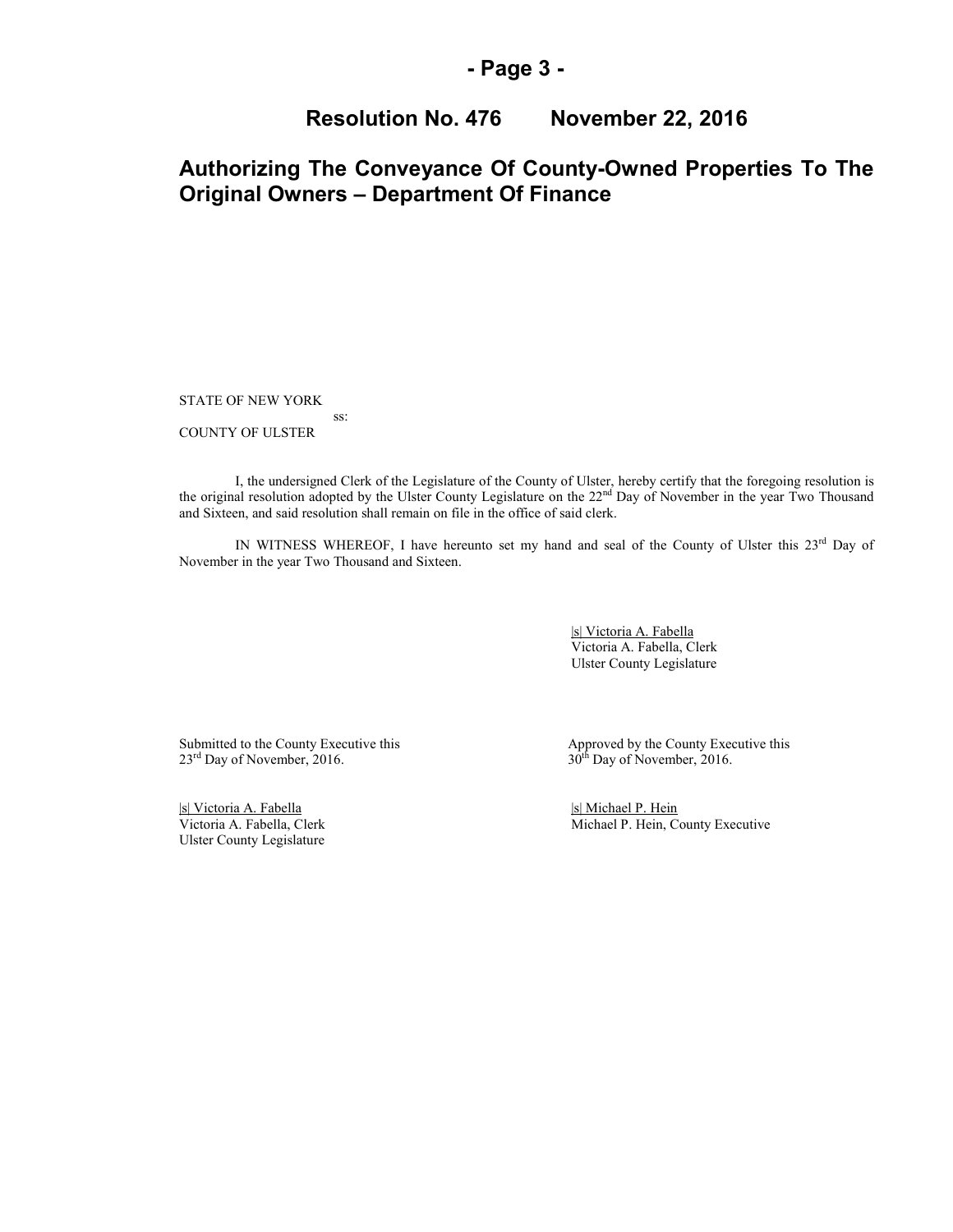## Resolution No. 476 November 22, 2016

# Authorizing The Conveyance Of County-Owned Properties To The Original Owners – Department Of Finance

STATE OF NEW YORK
ss:
COUNTY OF ULSTER

I, the undersigned Clerk of the Legislature of the County of Ulster, hereby certify that the foregoing resolution is the original resolution adopted by the Ulster County Legislature on the 22nd Day of November in the year Two Thousand and Sixteen, and said resolution shall remain on file in the office of said clerk.

IN WITNESS WHEREOF, I have hereunto set my hand and seal of the County of Ulster this 23rd Day of November in the year Two Thousand and Sixteen.

|s| Victoria A. Fabella
Victoria A. Fabella, Clerk
Ulster County Legislature

Submitted to the County Executive this 23rd Day of November, 2016.

|s| Victoria A. Fabella
Victoria A. Fabella, Clerk
Ulster County Legislature

Approved by the County Executive this 30th Day of November, 2016.

|s| Michael P. Hein
Michael P. Hein, County Executive